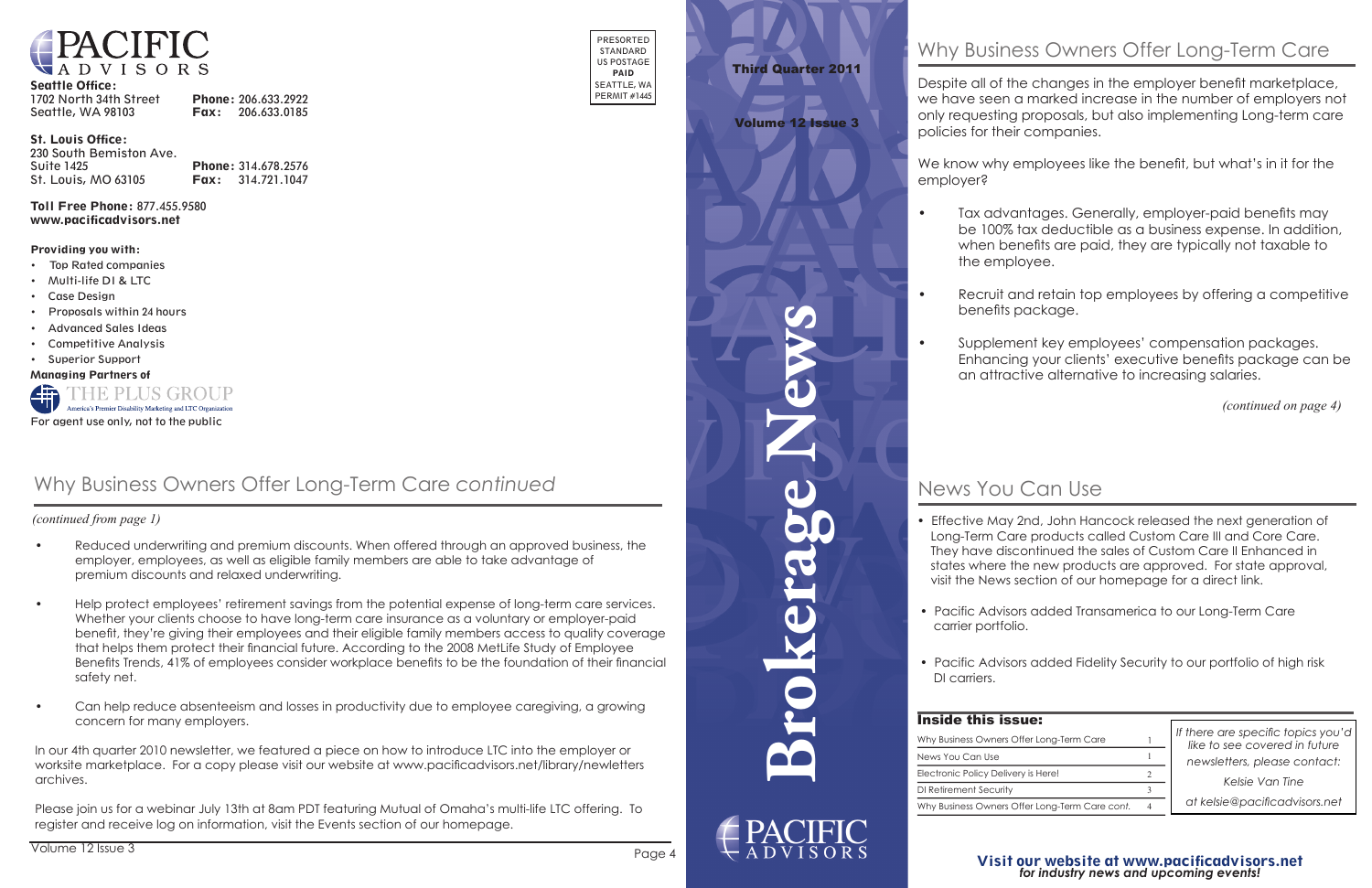# Brokerage News

**Third Quarter 2011**

**Volume 12 Issue 3**

## Why Business Owners Offer Long-Term Care

Despite all of the changes in the employer benefit marketplace, we have seen a marked increase in the number of employers not only requesting proposals, but also implementing Long-term care policies for their companies.

We know why employees like the benefit, but what's in it for the employer?

- Tax advantages. Generally, employer-paid benefits may be 100% tax deductible as a business expense. In addition, when benefits are paid, they are typically not taxable to the employee.
- Recruit and retain top employees by offering a competitive benefits package.
- Supplement key employees' compensation packages. Enhancing your clients' executive benefits package can be an attractive alternative to increasing salaries.

*(continued on page 4)*

## News You Can Use

- Effective May 2nd, John Hancock released the next generation of Long-Term Care products called Custom Care III and Core Care. They have discontinued the sales of Custom Care II Enhanced in states where the new products are approved. For state approval, visit the News section of our homepage for a direct link.
- Pacific Advisors added Transamerica to our Long-Term Care carrier portfolio.
- Pacific Advisors added Fidelity Security to our portfolio of high risk DI carriers.

### Inside this issue:

| | |
|---|---|
| Why Business Owners Offer Long-Term Care | 1 |
| News You Can Use | 1 |
| Electronic Policy Delivery is Here! | 2 |
| DI Retirement Security | 3 |
| Why Business Owners Offer Long-Term Care *cont.* | 4 |

*If there are specific topics you'd like to see covered in future newsletters, please contact:*

*Kelsie Van Tine*

*at kelsie@pacificadvisors.net*

**Visit our website at www.pacificadvisors.net**
***for industry news and upcoming events!***

---

PACIFIC ADVISORS

**Seattle Office:**
1702 North 34th Street
Seattle, WA 98103
**Phone:** 206.633.2922
**Fax:** 206.633.0185

**St. Louis Office:**
230 South Bemiston Ave.
Suite 1425
St. Louis, MO 63105
**Phone:** 314.678.2576
**Fax:** 314.721.1047

**Toll Free Phone:** 877.455.9580
**www.pacificadvisors.net**

**Providing you with:**

- Top Rated companies
- Multi-life DI & LTC
- Case Design
- Proposals within 24 hours
- Advanced Sales Ideas
- Competitive Analysis
- Superior Support

**Managing Partners of**

THE PLUS GROUP
America's Premier Disability Marketing and LTC Organization

For agent use only, not to the public

PRESORTED
STANDARD
US POSTAGE
**PAID**
SEATTLE, WA
PERMIT #1445

## Why Business Owners Offer Long-Term Care *continued*

*(continued from page 1)*

- Reduced underwriting and premium discounts. When offered through an approved business, the employer, employees, as well as eligible family members are able to take advantage of premium discounts and relaxed underwriting.
- Help protect employees' retirement savings from the potential expense of long-term care services. Whether your clients choose to have long-term care insurance as a voluntary or employer-paid benefit, they're giving their employees and their eligible family members access to quality coverage that helps them protect their financial future. According to the 2008 MetLife Study of Employee Benefits Trends, 41% of employees consider workplace benefits to be the foundation of their financial safety net.
- Can help reduce absenteeism and losses in productivity due to employee caregiving, a growing concern for many employers.

In our 4th quarter 2010 newsletter, we featured a piece on how to introduce LTC into the employer or worksite marketplace. For a copy please visit our website at www.pacificadvisors.net/library/newletters archives.

Please join us for a webinar July 13th at 8am PDT featuring Mutual of Omaha's multi-life LTC offering. To register and receive log on information, visit the Events section of our homepage.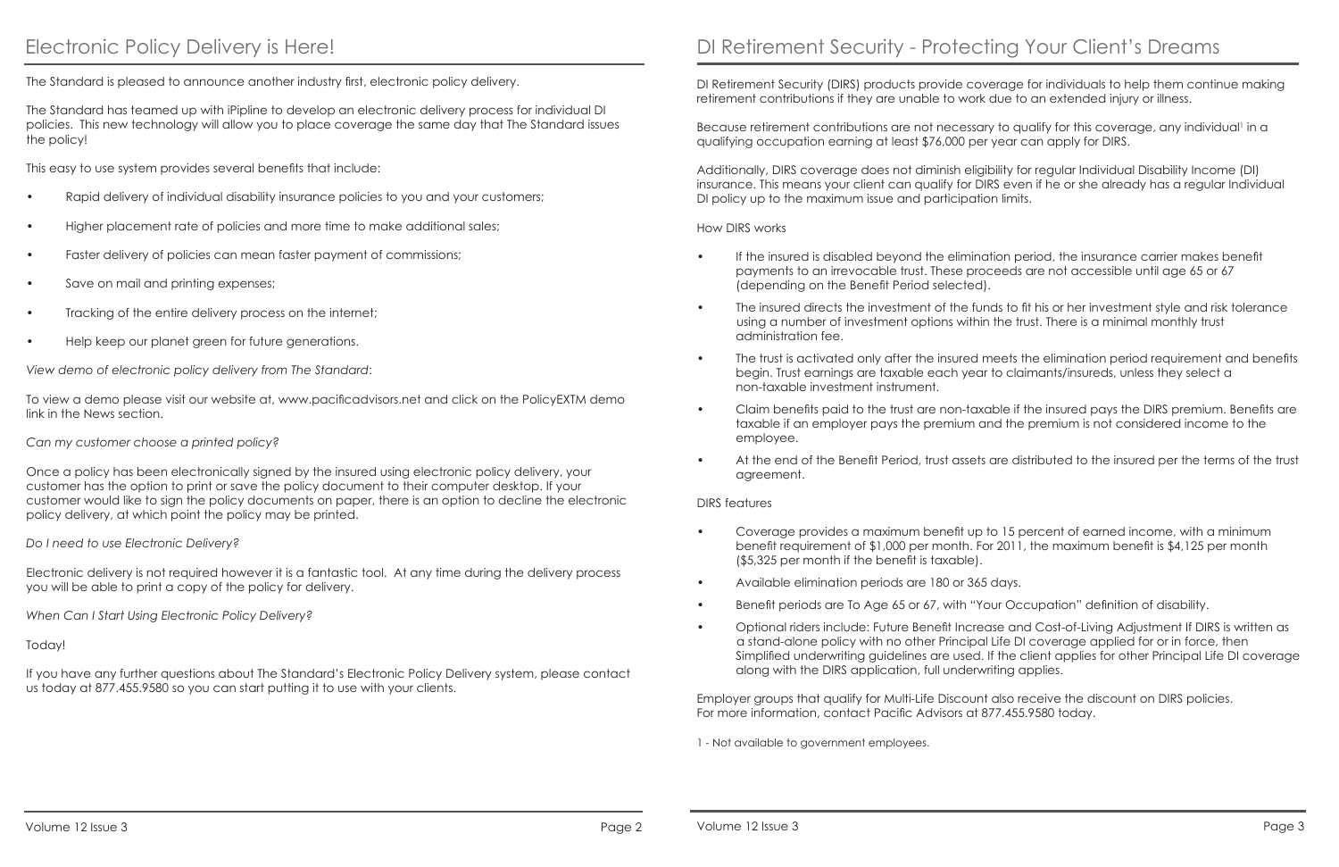# Electronic Policy Delivery is Here!

The Standard is pleased to announce another industry first, electronic policy delivery.

The Standard has teamed up with iPipline to develop an electronic delivery process for individual DI policies. This new technology will allow you to place coverage the same day that The Standard issues the policy!

This easy to use system provides several benefits that include:

- Rapid delivery of individual disability insurance policies to you and your customers;
- Higher placement rate of policies and more time to make additional sales;
- Faster delivery of policies can mean faster payment of commissions;
- Save on mail and printing expenses;
- Tracking of the entire delivery process on the internet;
- Help keep our planet green for future generations.

*View demo of electronic policy delivery from The Standard*:

To view a demo please visit our website at, www.pacificadvisors.net and click on the PolicyEXTM demo link in the News section.

*Can my customer choose a printed policy?*

Once a policy has been electronically signed by the insured using electronic policy delivery, your customer has the option to print or save the policy document to their computer desktop. If your customer would like to sign the policy documents on paper, there is an option to decline the electronic policy delivery, at which point the policy may be printed.

*Do I need to use Electronic Delivery?*

Electronic delivery is not required however it is a fantastic tool. At any time during the delivery process you will be able to print a copy of the policy for delivery.

*When Can I Start Using Electronic Policy Delivery?*

Today!

If you have any further questions about The Standard's Electronic Policy Delivery system, please contact us today at 877.455.9580 so you can start putting it to use with your clients.

# DI Retirement Security - Protecting Your Client's Dreams

DI Retirement Security (DIRS) products provide coverage for individuals to help them continue making retirement contributions if they are unable to work due to an extended injury or illness.

Because retirement contributions are not necessary to qualify for this coverage, any individual[1] in a qualifying occupation earning at least $76,000 per year can apply for DIRS.

Additionally, DIRS coverage does not diminish eligibility for regular Individual Disability Income (DI) insurance. This means your client can qualify for DIRS even if he or she already has a regular Individual DI policy up to the maximum issue and participation limits.

How DIRS works

- If the insured is disabled beyond the elimination period, the insurance carrier makes benefit payments to an irrevocable trust. These proceeds are not accessible until age 65 or 67 (depending on the Benefit Period selected).
- The insured directs the investment of the funds to fit his or her investment style and risk tolerance using a number of investment options within the trust. There is a minimal monthly trust administration fee.
- The trust is activated only after the insured meets the elimination period requirement and benefits begin. Trust earnings are taxable each year to claimants/insureds, unless they select a non-taxable investment instrument.
- Claim benefits paid to the trust are non-taxable if the insured pays the DIRS premium. Benefits are taxable if an employer pays the premium and the premium is not considered income to the employee.
- At the end of the Benefit Period, trust assets are distributed to the insured per the terms of the trust agreement.

DIRS features

- Coverage provides a maximum benefit up to 15 percent of earned income, with a minimum benefit requirement of $1,000 per month. For 2011, the maximum benefit is $4,125 per month ($5,325 per month if the benefit is taxable).
- Available elimination periods are 180 or 365 days.
- Benefit periods are To Age 65 or 67, with "Your Occupation" definition of disability.
- Optional riders include: Future Benefit Increase and Cost-of-Living Adjustment If DIRS is written as a stand-alone policy with no other Principal Life DI coverage applied for or in force, then Simplified underwriting guidelines are used. If the client applies for other Principal Life DI coverage along with the DIRS application, full underwriting applies.

Employer groups that qualify for Multi-Life Discount also receive the discount on DIRS policies. For more information, contact Pacific Advisors at 877.455.9580 today.

1 - Not available to government employees.